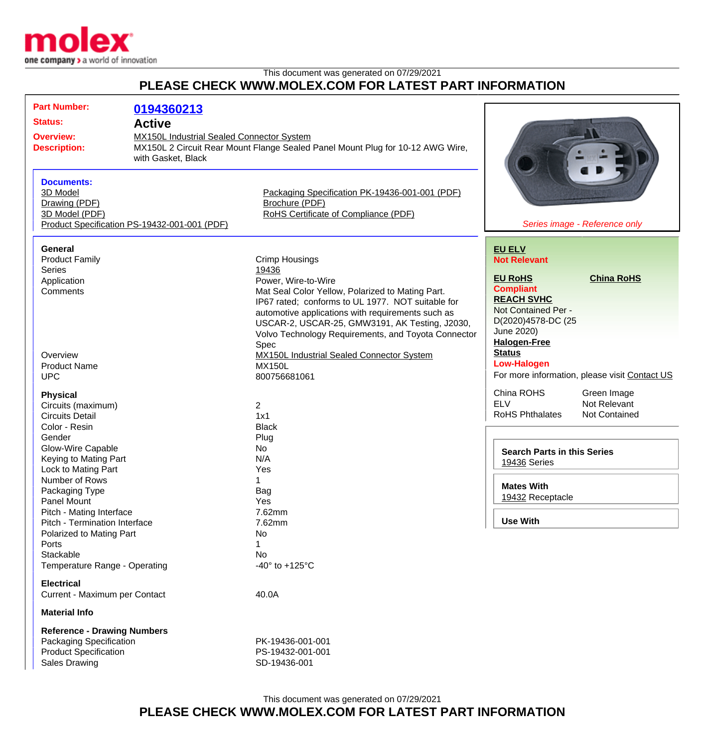This document was generated on 07/29/2021

## PLEASE CHECK WWW.MOLEX.COM FOR LATEST PART INFORMATION

**Part Number:** 0194360213

**Status:** Active

**Overview:** MX150L Industrial Sealed Connector System

**Description:** MX150L 2 Circuit Rear Mount Flange Sealed Panel Mount Plug for 10-12 AWG Wire, with Gasket, Black

*Series image - Reference only*

**Documents:**

- 3D Model
- Drawing (PDF)
- 3D Model (PDF)
- Product Specification PS-19432-001-001 (PDF)
- Packaging Specification PK-19436-001-001 (PDF)
- Brochure (PDF)
- RoHS Certificate of Compliance (PDF)

### General

| | |
|---|---|
| Product Family | Crimp Housings |
| Series | 19436 |
| Application | Power, Wire-to-Wire |
| Comments | Mat Seal Color Yellow, Polarized to Mating Part. IP67 rated; conforms to UL 1977. NOT suitable for automotive applications with requirements such as USCAR-2, USCAR-25, GMW3191, AK Testing, J2030, Volvo Technology Requirements, and Toyota Connector Spec |
| Overview | MX150L Industrial Sealed Connector System |
| Product Name | MX150L |
| UPC | 800756681061 |

### Physical

| | |
|---|---|
| Circuits (maximum) | 2 |
| Circuits Detail | 1x1 |
| Color - Resin | Black |
| Gender | Plug |
| Glow-Wire Capable | No |
| Keying to Mating Part | N/A |
| Lock to Mating Part | Yes |
| Number of Rows | 1 |
| Packaging Type | Bag |
| Panel Mount | Yes |
| Pitch - Mating Interface | 7.62mm |
| Pitch - Termination Interface | 7.62mm |
| Polarized to Mating Part | No |
| Ports | 1 |
| Stackable | No |
| Temperature Range - Operating | -40° to +125°C |

### Electrical

| | |
|---|---|
| Current - Maximum per Contact | 40.0A |

### Material Info

### Reference - Drawing Numbers

| | |
|---|---|
| Packaging Specification | PK-19436-001-001 |
| Product Specification | PS-19432-001-001 |
| Sales Drawing | SD-19436-001 |

**EU ELV**
**Not Relevant**

**EU RoHS** — **Compliant**

**China RoHS**

**REACH SVHC**
Not Contained Per - D(2020)4578-DC (25 June 2020)

**Halogen-Free Status**
**Low-Halogen**

For more information, please visit Contact US

| | |
|---|---|
| China ROHS | Green Image |
| ELV | Not Relevant |
| RoHS Phthalates | Not Contained |

**Search Parts in this Series**
19436 Series

**Mates With**
19432 Receptacle

**Use With**

This document was generated on 07/29/2021

## PLEASE CHECK WWW.MOLEX.COM FOR LATEST PART INFORMATION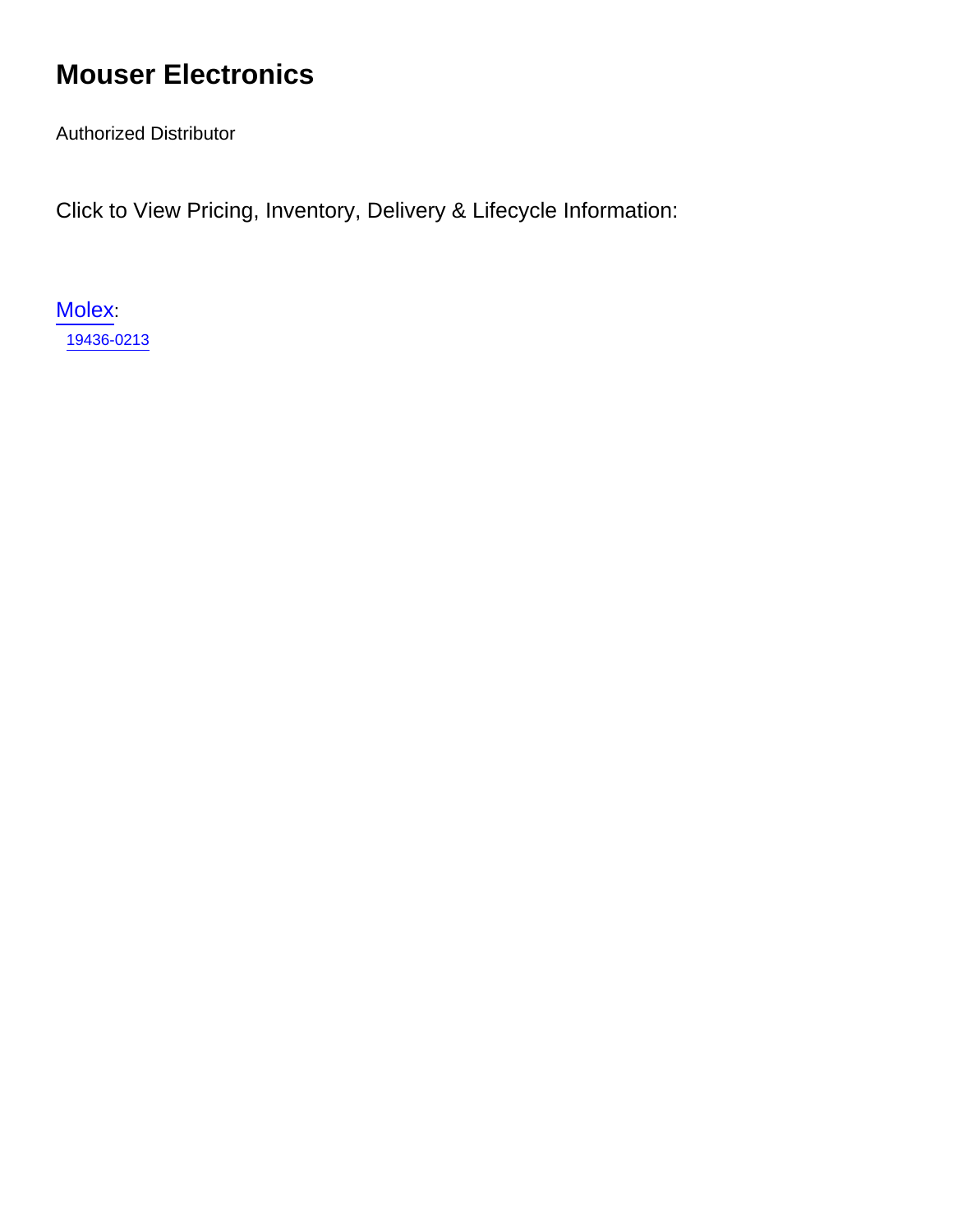# Mouser Electronics

Authorized Distributor

Click to View Pricing, Inventory, Delivery & Lifecycle Information:

Molex:

19436-0213